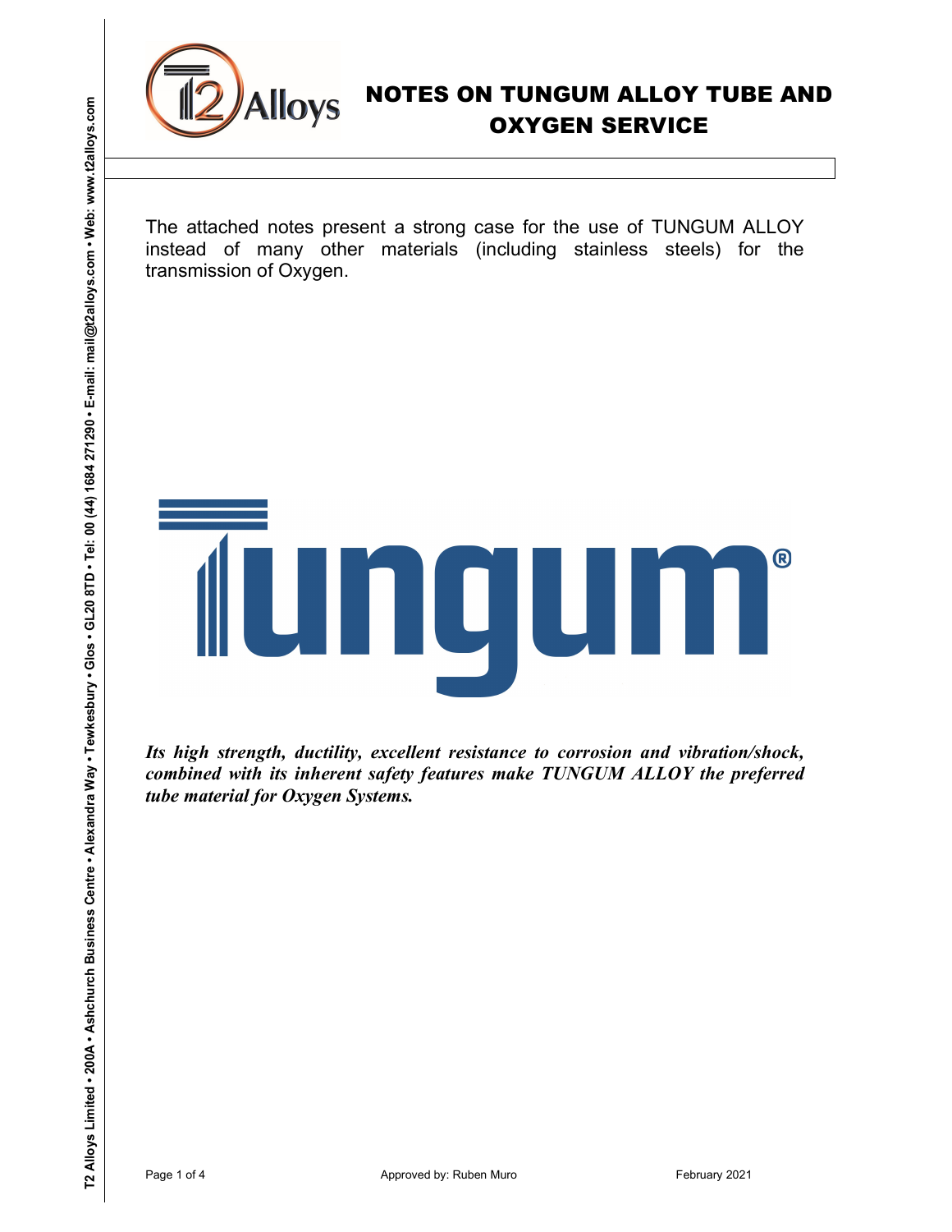# NOTES ON TUNGUM ALLOY TUBE AND OXYGEN SERVICE

The attached notes present a strong case for the use of TUNGUM ALLOY instead of many other materials (including stainless steels) for the transmission of Oxygen.

***Its high strength, ductility, excellent resistance to corrosion and vibration/shock, combined with its inherent safety features make TUNGUM ALLOY the preferred tube material for Oxygen Systems.***

Approved by: Ruben Muro

February 2021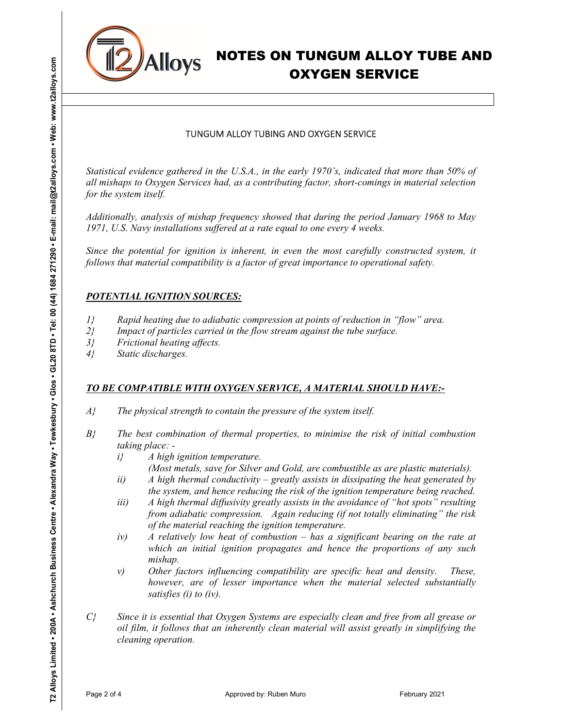# NOTES ON TUNGUM ALLOY TUBE AND OXYGEN SERVICE

## TUNGUM ALLOY TUBING AND OXYGEN SERVICE

*Statistical evidence gathered in the U.S.A., in the early 1970's, indicated that more than 50% of all mishaps to Oxygen Services had, as a contributing factor, short-comings in material selection for the system itself.*

*Additionally, analysis of mishap frequency showed that during the period January 1968 to May 1971, U.S. Navy installations suffered at a rate equal to one every 4 weeks.*

*Since the potential for ignition is inherent, in even the most carefully constructed system, it follows that material compatibility is a factor of great importance to operational safety.*

### ***POTENTIAL IGNITION SOURCES:***

*1} Rapid heating due to adiabatic compression at points of reduction in "flow" area.*
*2} Impact of particles carried in the flow stream against the tube surface.*
*3} Frictional heating affects.*
*4} Static discharges.*

### ***TO BE COMPATIBLE WITH OXYGEN SERVICE, A MATERIAL SHOULD HAVE:-***

*A} The physical strength to contain the pressure of the system itself.*

*B} The best combination of thermal properties, to minimise the risk of initial combustion taking place: -*

*i} A high ignition temperature.*
*(Most metals, save for Silver and Gold, are combustible as are plastic materials).*

*ii) A high thermal conductivity – greatly assists in dissipating the heat generated by the system, and hence reducing the risk of the ignition temperature being reached.*

*iii) A high thermal diffusivity greatly assists in the avoidance of "hot spots" resulting from adiabatic compression. Again reducing (if not totally eliminating" the risk of the material reaching the ignition temperature.*

*iv) A relatively low heat of combustion – has a significant bearing on the rate at which an initial ignition propagates and hence the proportions of any such mishap.*

*v) Other factors influencing compatibility are specific heat and density. These, however, are of lesser importance when the material selected substantially satisfies (i) to (iv).*

*C} Since it is essential that Oxygen Systems are especially clean and free from all grease or oil film, it follows that an inherently clean material will assist greatly in simplifying the cleaning operation.*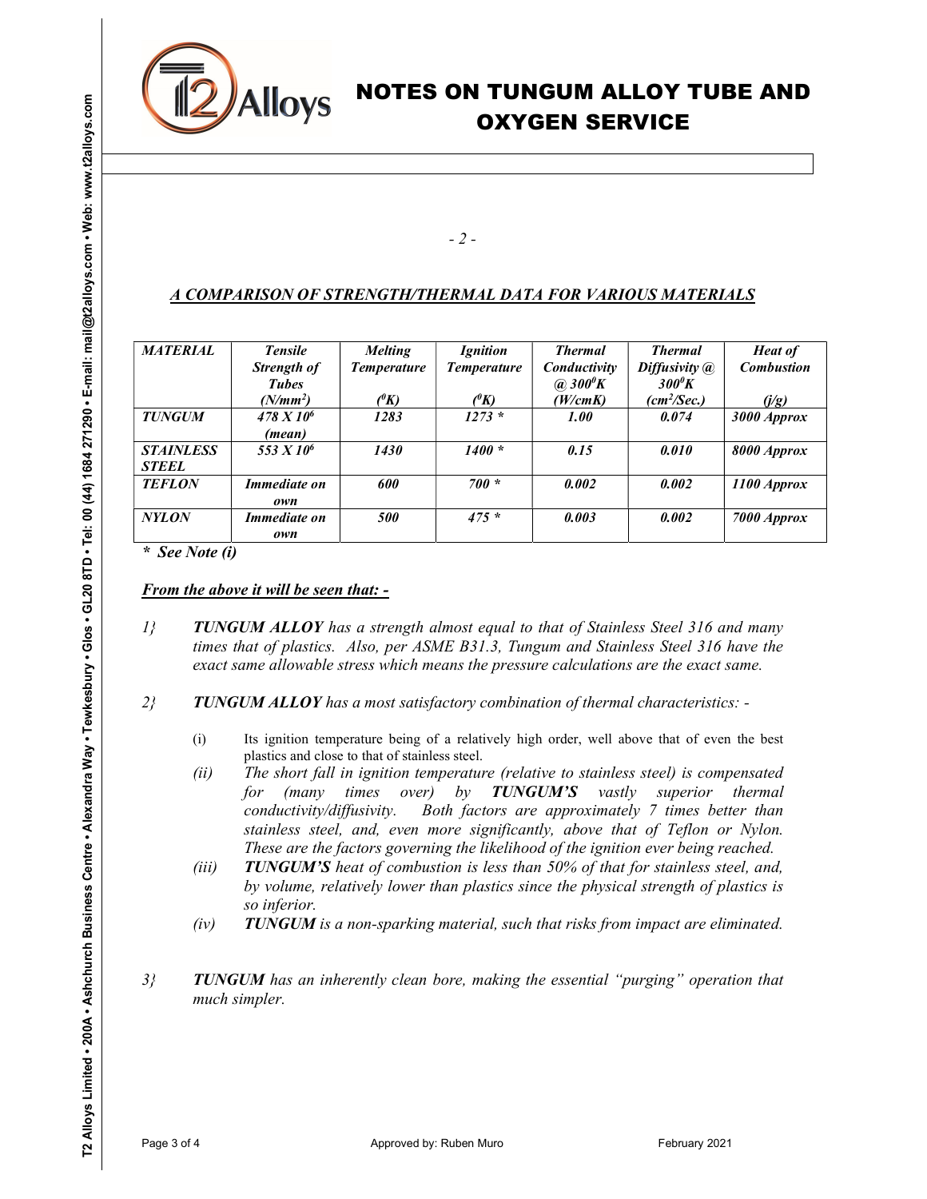# NOTES ON TUNGUM ALLOY TUBE AND OXYGEN SERVICE

*- 2 -*

## *A COMPARISON OF STRENGTH/THERMAL DATA FOR VARIOUS MATERIALS*

| *MATERIAL* | *Tensile Strength of Tubes ($N/mm^2$)* | *Melting Temperature ($^0K$)* | *Ignition Temperature ($^0K$)* | *Thermal Conductivity @ $300^0K$ (W/cmK)* | *Thermal Diffusivity @ $300^0K$ ($cm^2$/Sec.)* | *Heat of Combustion (j/g)* |
|---|---|---|---|---|---|---|
| ***TUNGUM*** | *$478 X 10^6$ (mean)* | *1283* | *1273 ** | ***1.00*** | *0.074* | ***3000 Approx*** |
| ***STAINLESS STEEL*** | *$553 X 10^6$* | *1430* | *1400 ** | *0.15* | *0.010* | *8000 Approx* |
| ***TEFLON*** | *Immediate on own* | *600* | *700 ** | *0.002* | *0.002* | *1100 Approx* |
| ***NYLON*** | *Immediate on own* | *500* | *475 ** | *0.003* | *0.002* | *7000 Approx* |

*\* See Note (i)*

***From the above it will be seen that: -***

*1}* ***TUNGUM ALLOY*** *has a strength almost equal to that of Stainless Steel 316 and many times that of plastics. Also, per ASME B31.3, Tungum and Stainless Steel 316 have the exact same allowable stress which means the pressure calculations are the exact same.*

*2}* ***TUNGUM ALLOY*** *has a most satisfactory combination of thermal characteristics: -*

- (i) Its ignition temperature being of a relatively high order, well above that of even the best plastics and close to that of stainless steel.
- *(ii) The short fall in ignition temperature (relative to stainless steel) is compensated for (many times over) by* ***TUNGUM'S*** *vastly superior thermal conductivity/diffusivity. Both factors are approximately 7 times better than stainless steel, and, even more significantly, above that of Teflon or Nylon. These are the factors governing the likelihood of the ignition ever being reached.*
- *(iii)* ***TUNGUM'S*** *heat of combustion is less than 50% of that for stainless steel, and, by volume, relatively lower than plastics since the physical strength of plastics is so inferior.*
- *(iv)* ***TUNGUM*** *is a non-sparking material, such that risks from impact are eliminated.*

*3}* ***TUNGUM*** *has an inherently clean bore, making the essential "purging" operation that much simpler.*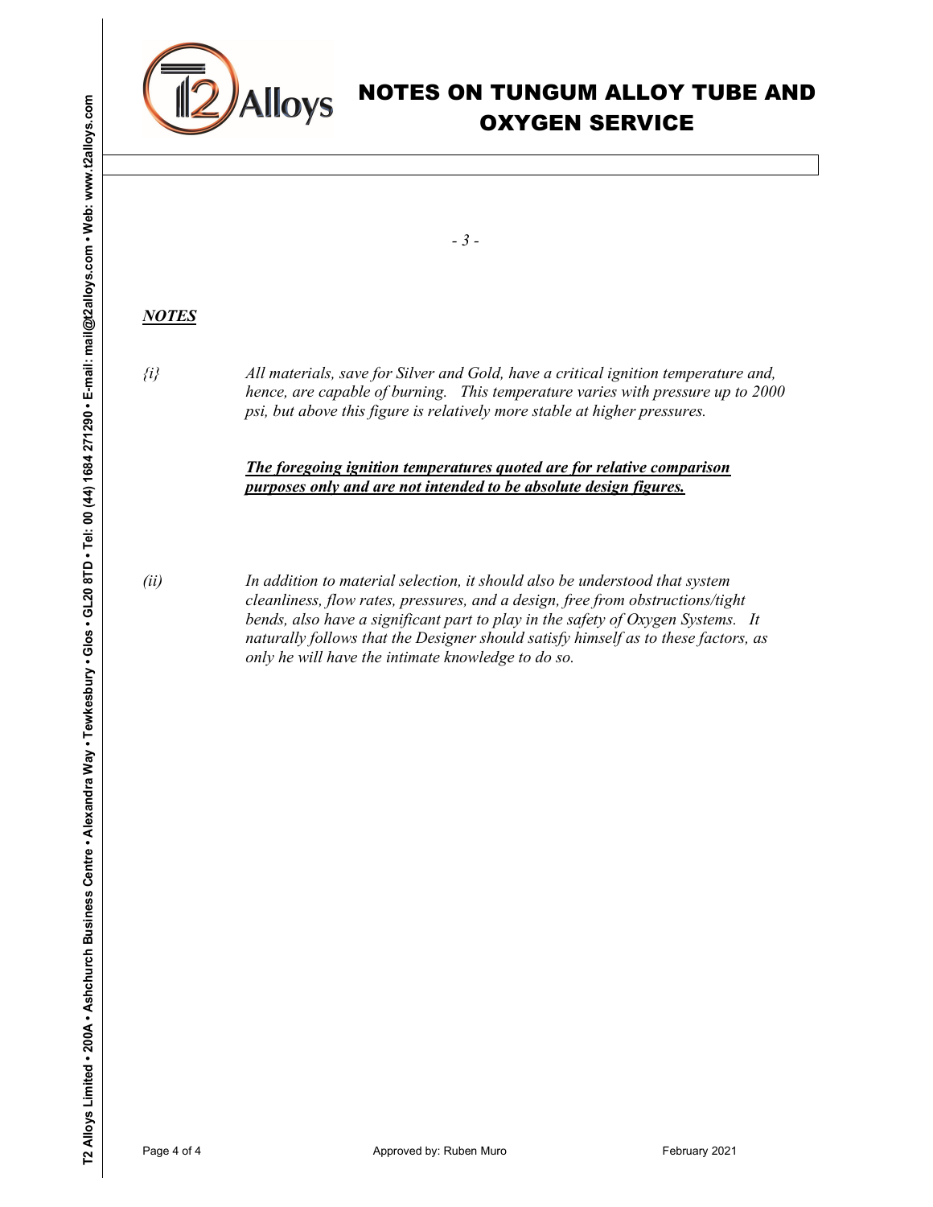# NOTES ON TUNGUM ALLOY TUBE AND OXYGEN SERVICE

***NOTES***

*{i}* *All materials, save for Silver and Gold, have a critical ignition temperature and, hence, are capable of burning. This temperature varies with pressure up to 2000 psi, but above this figure is relatively more stable at higher pressures.*

***The foregoing ignition temperatures quoted are for relative comparison purposes only and are not intended to be absolute design figures.***

*(ii)* *In addition to material selection, it should also be understood that system cleanliness, flow rates, pressures, and a design, free from obstructions/tight bends, also have a significant part to play in the safety of Oxygen Systems. It naturally follows that the Designer should satisfy himself as to these factors, as only he will have the intimate knowledge to do so.*

Approved by: Ruben Muro

February 2021